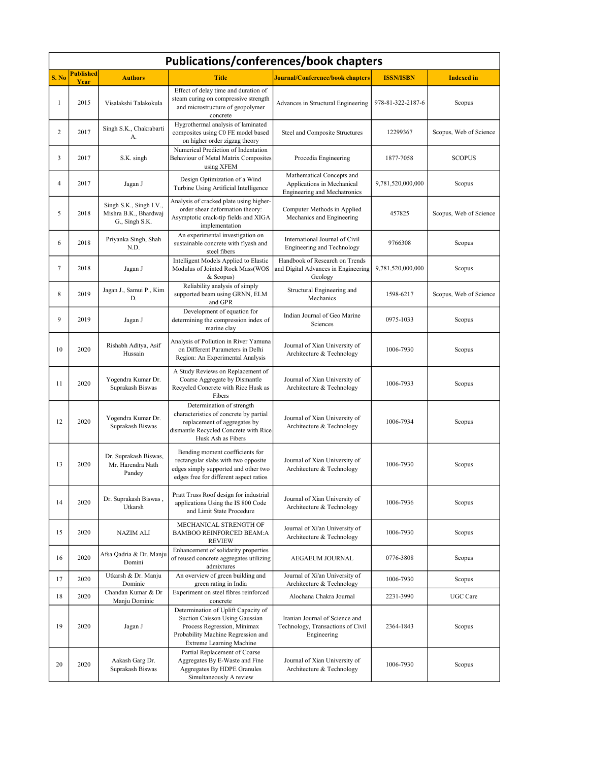# Publications/conferences/book chapters

| S. No | Published Year | Authors | Title | Journal/Conference/book chapters | ISSN/ISBN | Indexed in |
|---|---|---|---|---|---|---|
| 1 | 2015 | Visalakshi Talakokula | Effect of delay time and duration of steam curing on compressive strength and microstructure of geopolymer concrete | Advances in Structural Engineering | 978-81-322-2187-6 | Scopus |
| 2 | 2017 | Singh S.K., Chakrabarti A. | Hygrothermal analysis of laminated composites using C0 FE model based on higher order zigzag theory | Steel and Composite Structures | 12299367 | Scopus, Web of Science |
| 3 | 2017 | S.K. singh | Numerical Prediction of Indentation Behaviour of Metal Matrix Composites using XFEM | Procedia Engineering | 1877-7058 | SCOPUS |
| 4 | 2017 | Jagan J | Design Optimization of a Wind Turbine Using Artificial Intelligence | Mathematical Concepts and Applications in Mechanical Engineering and Mechatronics | 9,781,520,000,000 | Scopus |
| 5 | 2018 | Singh S.K., Singh I.V., Mishra B.K., Bhardwaj G., Singh S.K. | Analysis of cracked plate using higher-order shear deformation theory: Asymptotic crack-tip fields and XIGA implementation | Computer Methods in Applied Mechanics and Engineering | 457825 | Scopus, Web of Science |
| 6 | 2018 | Priyanka Singh, Shah N.D. | An experimental investigation on sustainable concrete with flyash and steel fibers | International Journal of Civil Engineering and Technology | 9766308 | Scopus |
| 7 | 2018 | Jagan J | Intelligent Models Applied to Elastic Modulus of Jointed Rock Mass(WOS & Scopus) | Handbook of Research on Trends and Digital Advances in Engineering Geology | 9,781,520,000,000 | Scopus |
| 8 | 2019 | Jagan J., Samui P., Kim D. | Reliability analysis of simply supported beam using GRNN, ELM and GPR | Structural Engineering and Mechanics | 1598-6217 | Scopus, Web of Science |
| 9 | 2019 | Jagan J | Development of equation for determining the compression index of marine clay | Indian Journal of Geo Marine Sciences | 0975-1033 | Scopus |
| 10 | 2020 | Rishabh Aditya, Asif Hussain | Analysis of Pollution in River Yamuna on Different Parameters in Delhi Region: An Experimental Analysis | Journal of Xian University of Architecture & Technology | 1006-7930 | Scopus |
| 11 | 2020 | Yogendra Kumar Dr. Suprakash Biswas | A Study Reviews on Replacement of Coarse Aggregate by Dismantle Recycled Concrete with Rice Husk as Fibers | Journal of Xian University of Architecture & Technology | 1006-7933 | Scopus |
| 12 | 2020 | Yogendra Kumar Dr. Suprakash Biswas | Determination of strength characteristics of concrete by partial replacement of aggregates by dismantle Recycled Concrete with Rice Husk Ash as Fibers | Journal of Xian University of Architecture & Technology | 1006-7934 | Scopus |
| 13 | 2020 | Dr. Suprakash Biswas, Mr. Harendra Nath Pandey | Bending moment coefficients for rectangular slabs with two opposite edges simply supported and other two edges free for different aspect ratios | Journal of Xian University of Architecture & Technology | 1006-7930 | Scopus |
| 14 | 2020 | Dr. Suprakash Biswas , Utkarsh | Pratt Truss Roof design for industrial applications Using the IS 800 Code and Limit State Procedure | Journal of Xian University of Architecture & Technology | 1006-7936 | Scopus |
| 15 | 2020 | NAZIM ALI | MECHANICAL STRENGTH OF BAMBOO REINFORCED BEAM:A REVIEW | Journal of Xi'an University of Architecture & Technology | 1006-7930 | Scopus |
| 16 | 2020 | Afsa Qadria & Dr. Manju Domini | Enhancement of solidarity properties of reused concrete aggregates utilizing admixtures | AEGAEUM JOURNAL | 0776-3808 | Scopus |
| 17 | 2020 | Utkarsh & Dr. Manju Dominic | An overview of green building and green rating in India | Journal of Xi'an University of Architecture & Technology | 1006-7930 | Scopus |
| 18 | 2020 | Chandan Kumar & Dr Manju Dominic | Experiment on steel fibres reinforced concrete | Alochana Chakra Journal | 2231-3990 | UGC Care |
| 19 | 2020 | Jagan J | Determination of Uplift Capacity of Suction Caisson Using Gaussian Process Regression, Minimax Probability Machine Regression and Extreme Learning Machine | Iranian Journal of Science and Technology, Transactions of Civil Engineering | 2364-1843 | Scopus |
| 20 | 2020 | Aakash Garg Dr. Suprakash Biswas | Partial Replacement of Coarse Aggregates By E-Waste and Fine Aggregates By HDPE Granules Simultaneously A review | Journal of Xian University of Architecture & Technology | 1006-7930 | Scopus |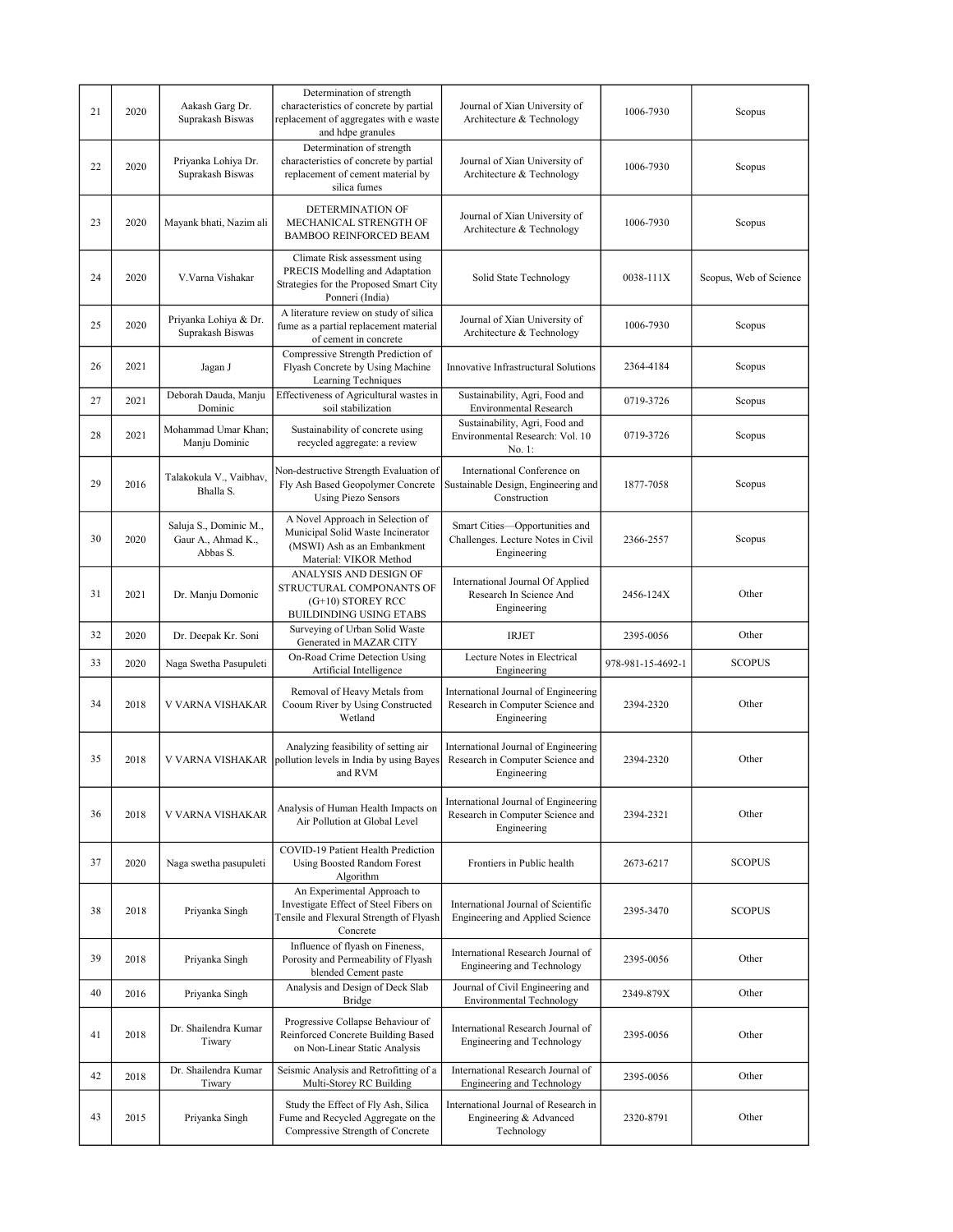| 21 | 2020 | Aakash Garg Dr. Suprakash Biswas | Determination of strength characteristics of concrete by partial replacement of aggregates with e waste and hdpe granules | Journal of Xian University of Architecture & Technology | 1006-7930 | Scopus |
|---|---|---|---|---|---|---|
| 22 | 2020 | Priyanka Lohiya Dr. Suprakash Biswas | Determination of strength characteristics of concrete by partial replacement of cement material by silica fumes | Journal of Xian University of Architecture & Technology | 1006-7930 | Scopus |
| 23 | 2020 | Mayank bhati, Nazim ali | DETERMINATION OF MECHANICAL STRENGTH OF BAMBOO REINFORCED BEAM | Journal of Xian University of Architecture & Technology | 1006-7930 | Scopus |
| 24 | 2020 | V.Varna Vishakar | Climate Risk assessment using PRECIS Modelling and Adaptation Strategies for the Proposed Smart City Ponneri (India) | Solid State Technology | 0038-111X | Scopus, Web of Science |
| 25 | 2020 | Priyanka Lohiya & Dr. Suprakash Biswas | A literature review on study of silica fume as a partial replacement material of cement in concrete | Journal of Xian University of Architecture & Technology | 1006-7930 | Scopus |
| 26 | 2021 | Jagan J | Compressive Strength Prediction of Flyash Concrete by Using Machine Learning Techniques | Innovative Infrastructural Solutions | 2364-4184 | Scopus |
| 27 | 2021 | Deborah Dauda, Manju Dominic | Effectiveness of Agricultural wastes in soil stabilization | Sustainability, Agri, Food and Environmental Research | 0719-3726 | Scopus |
| 28 | 2021 | Mohammad Umar Khan; Manju Dominic | Sustainability of concrete using recycled aggregate: a review | Sustainability, Agri, Food and Environmental Research: Vol. 10 No. 1: | 0719-3726 | Scopus |
| 29 | 2016 | Talakokula V., Vaibhav, Bhalla S. | Non-destructive Strength Evaluation of Fly Ash Based Geopolymer Concrete Using Piezo Sensors | International Conference on Sustainable Design, Engineering and Construction | 1877-7058 | Scopus |
| 30 | 2020 | Saluja S., Dominic M., Gaur A., Ahmad K., Abbas S. | A Novel Approach in Selection of Municipal Solid Waste Incinerator (MSWI) Ash as an Embankment Material: VIKOR Method | Smart Cities—Opportunities and Challenges. Lecture Notes in Civil Engineering | 2366-2557 | Scopus |
| 31 | 2021 | Dr. Manju Domonic | ANALYSIS AND DESIGN OF STRUCTURAL COMPONANTS OF (G+10) STOREY RCC BUILDINDING USING ETABS | International Journal Of Applied Research In Science And Engineering | 2456-124X | Other |
| 32 | 2020 | Dr. Deepak Kr. Soni | Surveying of Urban Solid Waste Generated in MAZAR CITY | IRJET | 2395-0056 | Other |
| 33 | 2020 | Naga Swetha Pasupuleti | On-Road Crime Detection Using Artificial Intelligence | Lecture Notes in Electrical Engineering | 978-981-15-4692-1 | SCOPUS |
| 34 | 2018 | V VARNA VISHAKAR | Removal of Heavy Metals from Cooum River by Using Constructed Wetland | International Journal of Engineering Research in Computer Science and Engineering | 2394-2320 | Other |
| 35 | 2018 | V VARNA VISHAKAR | Analyzing feasibility of setting air pollution levels in India by using Bayes and RVM | International Journal of Engineering Research in Computer Science and Engineering | 2394-2320 | Other |
| 36 | 2018 | V VARNA VISHAKAR | Analysis of Human Health Impacts on Air Pollution at Global Level | International Journal of Engineering Research in Computer Science and Engineering | 2394-2321 | Other |
| 37 | 2020 | Naga swetha pasupuleti | COVID-19 Patient Health Prediction Using Boosted Random Forest Algorithm | Frontiers in Public health | 2673-6217 | SCOPUS |
| 38 | 2018 | Priyanka Singh | An Experimental Approach to Investigate Effect of Steel Fibers on Tensile and Flexural Strength of Flyash Concrete | International Journal of Scientific Engineering and Applied Science | 2395-3470 | SCOPUS |
| 39 | 2018 | Priyanka Singh | Influence of flyash on Fineness, Porosity and Permeability of Flyash blended Cement paste | International Research Journal of Engineering and Technology | 2395-0056 | Other |
| 40 | 2016 | Priyanka Singh | Analysis and Design of Deck Slab Bridge | Journal of Civil Engineering and Environmental Technology | 2349-879X | Other |
| 41 | 2018 | Dr. Shailendra Kumar Tiwary | Progressive Collapse Behaviour of Reinforced Concrete Building Based on Non-Linear Static Analysis | International Research Journal of Engineering and Technology | 2395-0056 | Other |
| 42 | 2018 | Dr. Shailendra Kumar Tiwary | Seismic Analysis and Retrofitting of a Multi-Storey RC Building | International Research Journal of Engineering and Technology | 2395-0056 | Other |
| 43 | 2015 | Priyanka Singh | Study the Effect of Fly Ash, Silica Fume and Recycled Aggregate on the Compressive Strength of Concrete | International Journal of Research in Engineering & Advanced Technology | 2320-8791 | Other |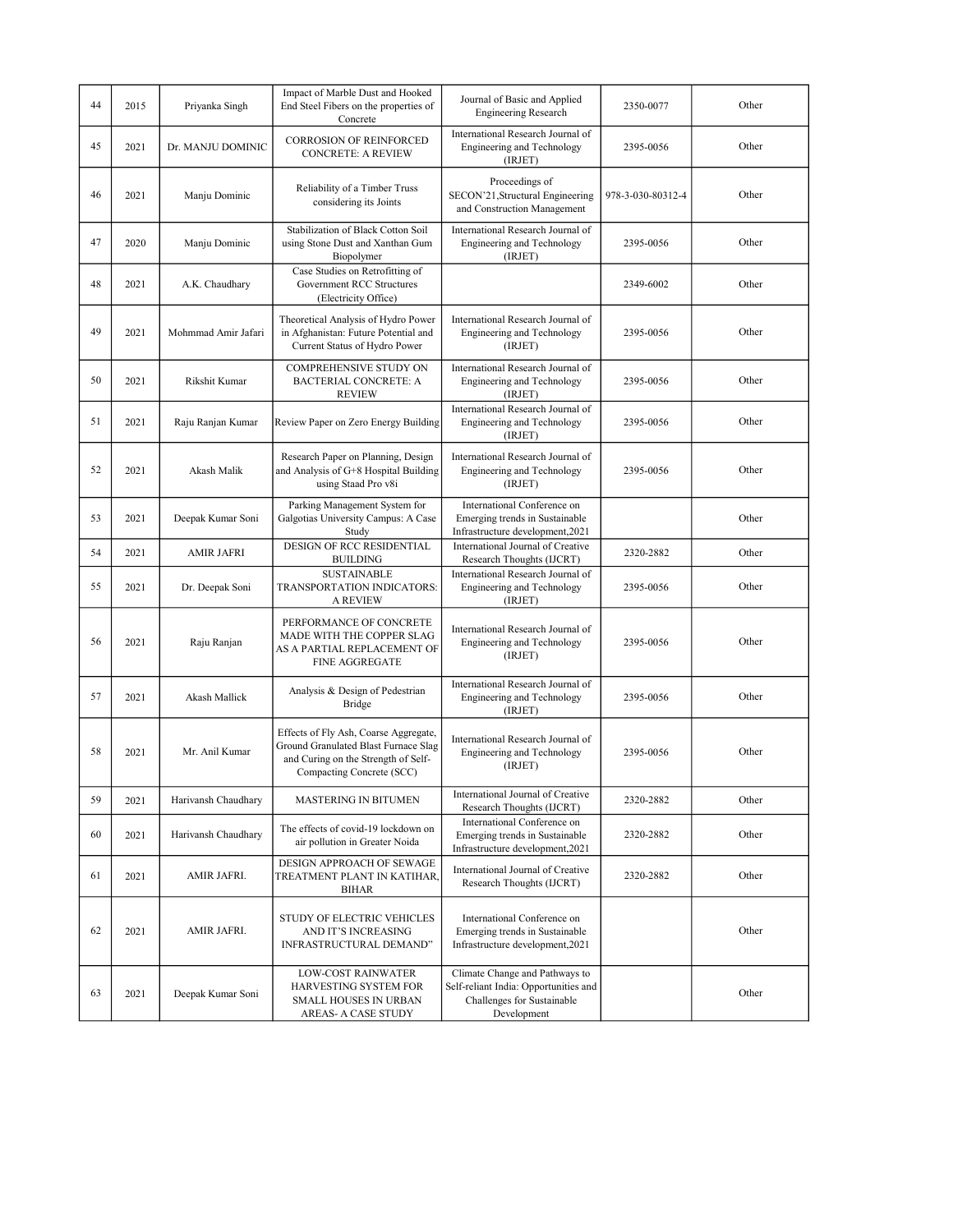| | | | | | | |
|---|---|---|---|---|---|---|
| 44 | 2015 | Priyanka Singh | Impact of Marble Dust and Hooked End Steel Fibers on the properties of Concrete | Journal of Basic and Applied Engineering Research | 2350-0077 | Other |
| 45 | 2021 | Dr. MANJU DOMINIC | CORROSION OF REINFORCED CONCRETE: A REVIEW | International Research Journal of Engineering and Technology (IRJET) | 2395-0056 | Other |
| 46 | 2021 | Manju Dominic | Reliability of a Timber Truss considering its Joints | Proceedings of SECON'21,Structural Engineering and Construction Management | 978-3-030-80312-4 | Other |
| 47 | 2020 | Manju Dominic | Stabilization of Black Cotton Soil using Stone Dust and Xanthan Gum Biopolymer | International Research Journal of Engineering and Technology (IRJET) | 2395-0056 | Other |
| 48 | 2021 | A.K. Chaudhary | Case Studies on Retrofitting of Government RCC Structures (Electricity Office) | | 2349-6002 | Other |
| 49 | 2021 | Mohmmad Amir Jafari | Theoretical Analysis of Hydro Power in Afghanistan: Future Potential and Current Status of Hydro Power | International Research Journal of Engineering and Technology (IRJET) | 2395-0056 | Other |
| 50 | 2021 | Rikshit Kumar | COMPREHENSIVE STUDY ON BACTERIAL CONCRETE: A REVIEW | International Research Journal of Engineering and Technology (IRJET) | 2395-0056 | Other |
| 51 | 2021 | Raju Ranjan Kumar | Review Paper on Zero Energy Building | International Research Journal of Engineering and Technology (IRJET) | 2395-0056 | Other |
| 52 | 2021 | Akash Malik | Research Paper on Planning, Design and Analysis of G+8 Hospital Building using Staad Pro v8i | International Research Journal of Engineering and Technology (IRJET) | 2395-0056 | Other |
| 53 | 2021 | Deepak Kumar Soni | Parking Management System for Galgotias University Campus: A Case Study | International Conference on Emerging trends in Sustainable Infrastructure development,2021 | | Other |
| 54 | 2021 | AMIR JAFRI | DESIGN OF RCC RESIDENTIAL BUILDING | International Journal of Creative Research Thoughts (IJCRT) | 2320-2882 | Other |
| 55 | 2021 | Dr. Deepak Soni | SUSTAINABLE TRANSPORTATION INDICATORS: A REVIEW | International Research Journal of Engineering and Technology (IRJET) | 2395-0056 | Other |
| 56 | 2021 | Raju Ranjan | PERFORMANCE OF CONCRETE MADE WITH THE COPPER SLAG AS A PARTIAL REPLACEMENT OF FINE AGGREGATE | International Research Journal of Engineering and Technology (IRJET) | 2395-0056 | Other |
| 57 | 2021 | Akash Mallick | Analysis & Design of Pedestrian Bridge | International Research Journal of Engineering and Technology (IRJET) | 2395-0056 | Other |
| 58 | 2021 | Mr. Anil Kumar | Effects of Fly Ash, Coarse Aggregate, Ground Granulated Blast Furnace Slag and Curing on the Strength of Self-Compacting Concrete (SCC) | International Research Journal of Engineering and Technology (IRJET) | 2395-0056 | Other |
| 59 | 2021 | Harivansh Chaudhary | MASTERING IN BITUMEN | International Journal of Creative Research Thoughts (IJCRT) | 2320-2882 | Other |
| 60 | 2021 | Harivansh Chaudhary | The effects of covid-19 lockdown on air pollution in Greater Noida | International Conference on Emerging trends in Sustainable Infrastructure development,2021 | 2320-2882 | Other |
| 61 | 2021 | AMIR JAFRI. | DESIGN APPROACH OF SEWAGE TREATMENT PLANT IN KATIHAR, BIHAR | International Journal of Creative Research Thoughts (IJCRT) | 2320-2882 | Other |
| 62 | 2021 | AMIR JAFRI. | STUDY OF ELECTRIC VEHICLES AND IT'S INCREASING INFRASTRUCTURAL DEMAND" | International Conference on Emerging trends in Sustainable Infrastructure development,2021 | | Other |
| 63 | 2021 | Deepak Kumar Soni | LOW-COST RAINWATER HARVESTING SYSTEM FOR SMALL HOUSES IN URBAN AREAS- A CASE STUDY | Climate Change and Pathways to Self-reliant India: Opportunities and Challenges for Sustainable Development | | Other |